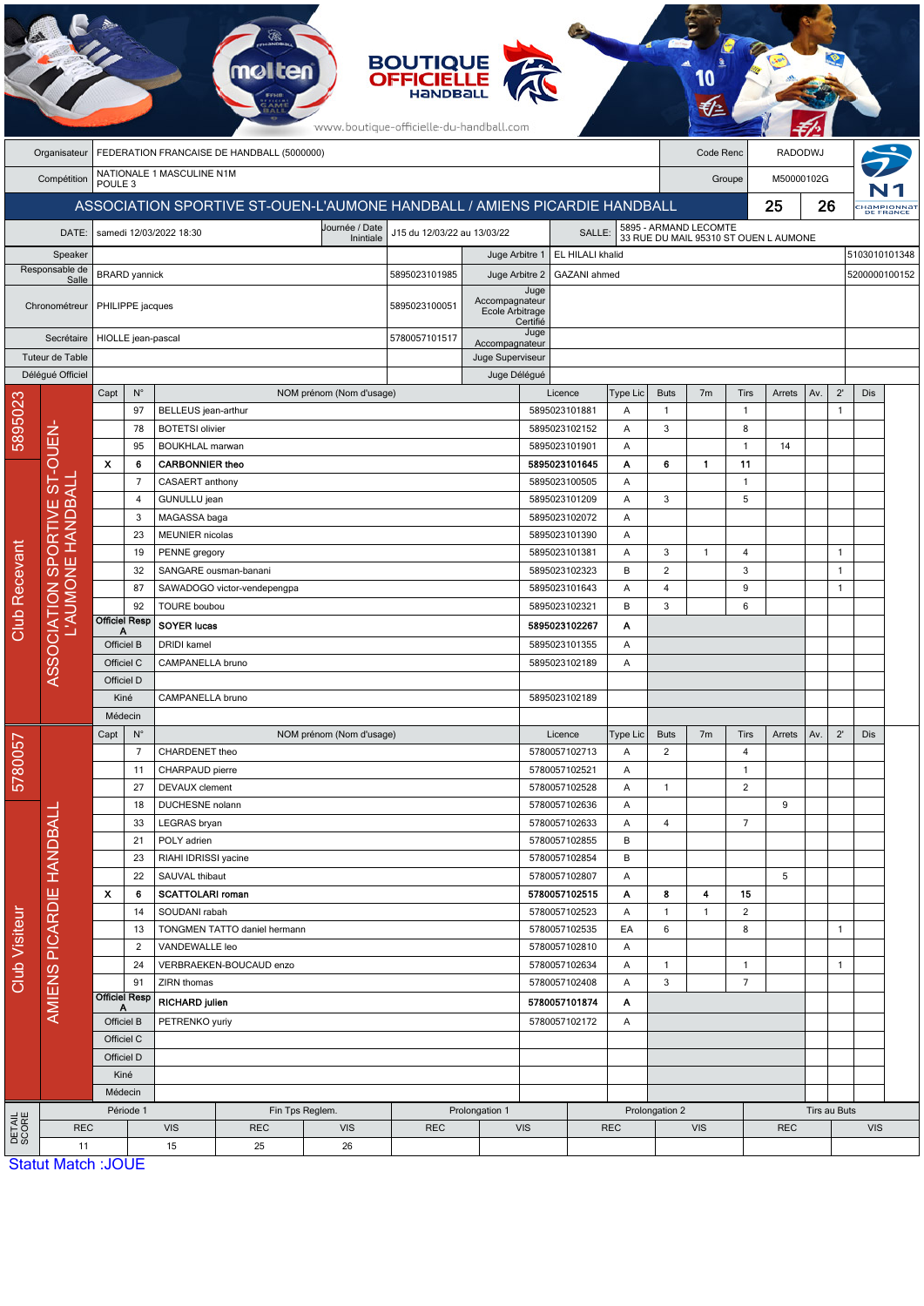BOUTIQUE OFFICIELLE HANDBALL

www.boutique-officielle-du-handball.com

| Organisateur | FEDERATION FRANCAISE DE HANDBALL (5000000) | Code Renc | RADODWJ |
|---|---|---|---|
| Compétition | NATIONALE 1 MASCULINE N1M POULE 3 | Groupe | M50000102G |

## ASSOCIATION SPORTIVE ST-OUEN-L'AUMONE HANDBALL / AMIENS PICARDIE HANDBALL — 25 / 26

| DATE: | samedi 12/03/2022 18:30 | Journée / Date Inintiale | J15 du 12/03/22 au 13/03/22 | SALLE: | 5895 - ARMAND LECOMTE 33 RUE DU MAIL 95310 ST OUEN L AUMONE |
|---|---|---|---|---|---|

| Rôle | Nom | Licence | Rôle | Nom | Licence |
|---|---|---|---|---|---|
| Speaker | | | Juge Arbitre 1 | EL HILALI khalid | 5103010101348 |
| Responsable de Salle | BRARD yannick | 5895023101985 | Juge Arbitre 2 | GAZANI ahmed | 5200000100152 |
| Chronométreur | PHILIPPE jacques | 5895023100051 | Juge Accompagnateur Ecole Arbitrage Certifié | | |
| Secrétaire | HIOLLE jean-pascal | 5780057101517 | Juge Accompagnateur | | |
| Tuteur de Table | | | Juge Superviseur | | |
| Délégué Officiel | | | Juge Délégué | | |

### Club Recevant — 5895023 — ASSOCIATION SPORTIVE ST-OUEN-L'AUMONE HANDBALL

| Capt | N° | NOM prénom (Nom d'usage) | Licence | Type Lic | Buts | 7m | Tirs | Arrets | Av. | 2' | Dis |
|---|---|---|---|---|---|---|---|---|---|---|---|
| | 97 | BELLEUS jean-arthur | 5895023101881 | A | 1 | | 1 | | | 1 | |
| | 78 | BOTETSI olivier | 5895023102152 | A | 3 | | 8 | | | | |
| | 95 | BOUKHLAL marwan | 5895023101901 | A | | | 1 | 14 | | | |
| X | 6 | **CARBONNIER theo** | **5895023101645** | **A** | **6** | **1** | **11** | | | | |
| | 7 | CASAERT anthony | 5895023100505 | A | | | 1 | | | | |
| | 4 | GUNULLU jean | 5895023101209 | A | 3 | | 5 | | | | |
| | 3 | MAGASSA baga | 5895023102072 | A | | | | | | | |
| | 23 | MEUNIER nicolas | 5895023101390 | A | | | | | | | |
| | 19 | PENNE gregory | 5895023101381 | A | 3 | 1 | 4 | | | 1 | |
| | 32 | SANGARE ousman-banani | 5895023102323 | B | 2 | | 3 | | | 1 | |
| | 87 | SAWADOGO victor-vendepengpa | 5895023101643 | A | 4 | | 9 | | | 1 | |
| | 92 | TOURE boubou | 5895023102321 | B | 3 | | 6 | | | | |
| Officiel Resp A | | **SOYER lucas** | **5895023102267** | **A** | | | | | | | |
| Officiel B | | DRIDI kamel | 5895023101355 | A | | | | | | | |
| Officiel C | | CAMPANELLA bruno | 5895023102189 | A | | | | | | | |
| Officiel D | | | | | | | | | | | |
| Kiné | | CAMPANELLA bruno | 5895023102189 | | | | | | | | |
| Médecin | | | | | | | | | | | |

### Club Visiteur — 5780057 — AMIENS PICARDIE HANDBALL

| Capt | N° | NOM prénom (Nom d'usage) | Licence | Type Lic | Buts | 7m | Tirs | Arrets | Av. | 2' | Dis |
|---|---|---|---|---|---|---|---|---|---|---|---|
| | 7 | CHARDENET theo | 5780057102713 | A | 2 | | 4 | | | | |
| | 11 | CHARPAUD pierre | 5780057102521 | A | | | 1 | | | | |
| | 27 | DEVAUX clement | 5780057102528 | A | 1 | | 2 | | | | |
| | 18 | DUCHESNE nolann | 5780057102636 | A | | | | 9 | | | |
| | 33 | LEGRAS bryan | 5780057102633 | A | 4 | | 7 | | | | |
| | 21 | POLY adrien | 5780057102855 | B | | | | | | | |
| | 23 | RIAHI IDRISSI yacine | 5780057102854 | B | | | | | | | |
| | 22 | SAUVAL thibaut | 5780057102807 | A | | | | 5 | | | |
| X | 6 | **SCATTOLARI roman** | **5780057102515** | **A** | **8** | **4** | **15** | | | | |
| | 14 | SOUDANI rabah | 5780057102523 | A | 1 | 1 | 2 | | | | |
| | 13 | TONGMEN TATTO daniel hermann | 5780057102535 | EA | 6 | | 8 | | | 1 | |
| | 2 | VANDEWALLE leo | 5780057102810 | A | | | | | | | |
| | 24 | VERBRAEKEN-BOUCAUD enzo | 5780057102634 | A | 1 | | 1 | | | 1 | |
| | 91 | ZIRN thomas | 5780057102408 | A | 3 | | 7 | | | | |
| Officiel Resp A | | **RICHARD julien** | **5780057101874** | **A** | | | | | | | |
| Officiel B | | PETRENKO yuriy | 5780057102172 | A | | | | | | | |
| Officiel C | | | | | | | | | | | |
| Officiel D | | | | | | | | | | | |
| Kiné | | | | | | | | | | | |
| Médecin | | | | | | | | | | | |

### DETAIL SCORE

| Période 1 | | Fin Tps Reglem. | | Prolongation 1 | | Prolongation 2 | | Tirs au Buts | |
|---|---|---|---|---|---|---|---|---|---|
| REC | VIS | REC | VIS | REC | VIS | REC | VIS | REC | VIS |
| 11 | 15 | 25 | 26 | | | | | | |

Statut Match :JOUE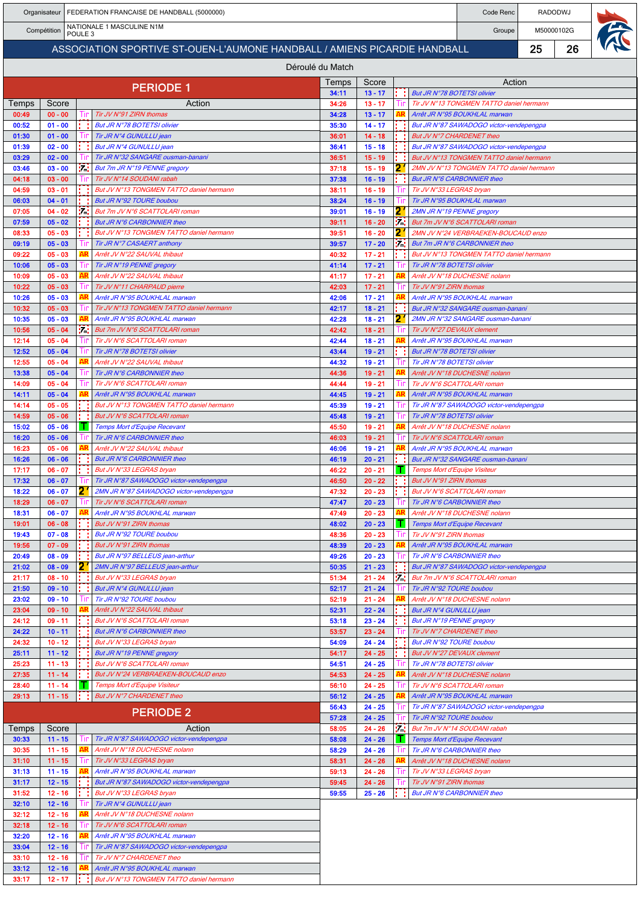| Organisateur | FEDERATION FRANCAISE DE HANDBALL (5000000) | Code Renc | RADODWJ |
|---|---|---|---|
| Compétition | NATIONALE 1 MASCULINE N1M POULE 3 | Groupe | M50000102G |

## ASSOCIATION SPORTIVE ST-OUEN-L'AUMONE HANDBALL / AMIENS PICARDIE HANDBALL — 25 / 26

### Déroulé du Match

#### PERIODE 1

| Temps | Score | | Action |
|---|---|---|---|
| 00:49 | 00 - 00 | Tir | Tir JV N°91 ZIRN thomas |
| 00:52 | 01 - 00 | | But JR N°78 BOTETSI olivier |
| 01:30 | 01 - 00 | Tir | Tir JR N°4 GUNULLU jean |
| 01:39 | 02 - 00 | | But JR N°4 GUNULLU jean |
| 03:29 | 02 - 00 | Tir | Tir JR N°32 SANGARE ousman-banani |
| 03:46 | 03 - 00 | 7m | But 7m JR N°19 PENNE gregory |
| 04:18 | 03 - 00 | Tir | Tir JV N°14 SOUDANI rabah |
| 04:59 | 03 - 01 | | But JV N°13 TONGMEN TATTO daniel hermann |
| 06:03 | 04 - 01 | | But JR N°92 TOURE boubou |
| 07:05 | 04 - 02 | 7m | But 7m JV N°6 SCATTOLARI roman |
| 07:59 | 05 - 02 | | But JR N°6 CARBONNIER theo |
| 08:33 | 05 - 03 | | But JV N°13 TONGMEN TATTO daniel hermann |
| 09:19 | 05 - 03 | Tir | Tir JR N°7 CASAERT anthony |
| 09:22 | 05 - 03 | AR | Arrêt JV N°22 SAUVAL thibaut |
| 10:06 | 05 - 03 | Tir | Tir JR N°19 PENNE gregory |
| 10:09 | 05 - 03 | AR | Arrêt JV N°22 SAUVAL thibaut |
| 10:22 | 05 - 03 | Tir | Tir JV N°11 CHARPAUD pierre |
| 10:26 | 05 - 03 | AR | Arrêt JR N°95 BOUKHLAL marwan |
| 10:32 | 05 - 03 | Tir | Tir JV N°13 TONGMEN TATTO daniel hermann |
| 10:35 | 05 - 03 | AR | Arrêt JR N°95 BOUKHLAL marwan |
| 10:56 | 05 - 04 | 7m | But 7m JV N°6 SCATTOLARI roman |
| 12:14 | 05 - 04 | Tir | Tir JV N°6 SCATTOLARI roman |
| 12:52 | 05 - 04 | Tir | Tir JR N°78 BOTETSI olivier |
| 12:55 | 05 - 04 | AR | Arrêt JV N°22 SAUVAL thibaut |
| 13:38 | 05 - 04 | Tir | Tir JR N°6 CARBONNIER theo |
| 14:09 | 05 - 04 | Tir | Tir JV N°6 SCATTOLARI roman |
| 14:11 | 05 - 04 | AR | Arrêt JR N°95 BOUKHLAL marwan |
| 14:14 | 05 - 05 | | But JV N°13 TONGMEN TATTO daniel hermann |
| 14:59 | 05 - 06 | | But JV N°6 SCATTOLARI roman |
| 15:02 | 05 - 06 | T | Temps Mort d'Equipe Recevant |
| 16:20 | 05 - 06 | Tir | Tir JR N°6 CARBONNIER theo |
| 16:23 | 05 - 06 | AR | Arrêt JV N°22 SAUVAL thibaut |
| 16:26 | 06 - 06 | | But JR N°6 CARBONNIER theo |
| 17:17 | 06 - 07 | | But JV N°33 LEGRAS bryan |
| 17:32 | 06 - 07 | Tir | Tir JR N°87 SAWADOGO victor-vendepengpa |
| 18:22 | 06 - 07 | 2' | 2MN JR N°87 SAWADOGO victor-vendepengpa |
| 18:29 | 06 - 07 | Tir | Tir JV N°6 SCATTOLARI roman |
| 18:31 | 06 - 07 | AR | Arrêt JR N°95 BOUKHLAL marwan |
| 19:01 | 06 - 08 | | But JV N°91 ZIRN thomas |
| 19:43 | 07 - 08 | | But JR N°92 TOURE boubou |
| 19:56 | 07 - 09 | | But JV N°91 ZIRN thomas |
| 20:49 | 08 - 09 | | But JR N°97 BELLEUS jean-arthur |
| 21:02 | 08 - 09 | 2' | 2MN JR N°97 BELLEUS jean-arthur |
| 21:17 | 08 - 10 | | But JV N°33 LEGRAS bryan |
| 21:50 | 09 - 10 | | But JR N°4 GUNULLU jean |
| 23:02 | 09 - 10 | Tir | Tir JR N°92 TOURE boubou |
| 23:04 | 09 - 10 | AR | Arrêt JV N°22 SAUVAL thibaut |
| 24:12 | 09 - 11 | | But JV N°6 SCATTOLARI roman |
| 24:22 | 10 - 11 | | But JR N°6 CARBONNIER theo |
| 24:32 | 10 - 12 | | But JV N°33 LEGRAS bryan |
| 25:11 | 11 - 12 | | But JR N°19 PENNE gregory |
| 25:23 | 11 - 13 | | But JV N°6 SCATTOLARI roman |
| 27:35 | 11 - 14 | | But JV N°24 VERBRAEKEN-BOUCAUD enzo |
| 28:40 | 11 - 14 | T | Temps Mort d'Equipe Visiteur |
| 29:13 | 11 - 15 | | But JV N°7 CHARDENET theo |

#### PERIODE 2

| Temps | Score | | Action |
|---|---|---|---|
| 30:33 | 11 - 15 | Tir | Tir JR N°87 SAWADOGO victor-vendepengpa |
| 30:35 | 11 - 15 | AR | Arrêt JV N°18 DUCHESNE nolann |
| 31:10 | 11 - 15 | Tir | Tir JV N°33 LEGRAS bryan |
| 31:13 | 11 - 15 | AR | Arrêt JR N°95 BOUKHLAL marwan |
| 31:17 | 12 - 15 | | But JR N°87 SAWADOGO victor-vendepengpa |
| 31:52 | 12 - 16 | | But JV N°33 LEGRAS bryan |
| 32:10 | 12 - 16 | Tir | Tir JR N°4 GUNULLU jean |
| 32:12 | 12 - 16 | AR | Arrêt JV N°18 DUCHESNE nolann |
| 32:18 | 12 - 16 | Tir | Tir JV N°6 SCATTOLARI roman |
| 32:20 | 12 - 16 | AR | Arrêt JR N°95 BOUKHLAL marwan |
| 33:04 | 12 - 16 | Tir | Tir JR N°87 SAWADOGO victor-vendepengpa |
| 33:10 | 12 - 16 | Tir | Tir JV N°7 CHARDENET theo |
| 33:12 | 12 - 16 | AR | Arrêt JR N°95 BOUKHLAL marwan |
| 33:17 | 12 - 17 | | But JV N°13 TONGMEN TATTO daniel hermann |
| 34:11 | 13 - 17 | | But JR N°78 BOTETSI olivier |
| 34:26 | 13 - 17 | Tir | Tir JV N°13 TONGMEN TATTO daniel hermann |
| 34:28 | 13 - 17 | AR | Arrêt JR N°95 BOUKHLAL marwan |
| 35:30 | 14 - 17 | | But JR N°87 SAWADOGO victor-vendepengpa |
| 36:01 | 14 - 18 | | But JV N°7 CHARDENET theo |
| 36:41 | 15 - 18 | | But JR N°87 SAWADOGO victor-vendepengpa |
| 36:51 | 15 - 19 | | But JV N°13 TONGMEN TATTO daniel hermann |
| 37:18 | 15 - 19 | 2' | 2MN JV N°13 TONGMEN TATTO daniel hermann |
| 37:38 | 16 - 19 | | But JR N°6 CARBONNIER theo |
| 38:11 | 16 - 19 | Tir | Tir JV N°33 LEGRAS bryan |
| 38:24 | 16 - 19 | Tir | Tir JR N°95 BOUKHLAL marwan |
| 39:01 | 16 - 19 | 2' | 2MN JR N°19 PENNE gregory |
| 39:11 | 16 - 20 | 7m | But 7m JV N°6 SCATTOLARI roman |
| 39:51 | 16 - 20 | 2' | 2MN JV N°24 VERBRAEKEN-BOUCAUD enzo |
| 39:57 | 17 - 20 | 7m | But 7m JR N°6 CARBONNIER theo |
| 40:32 | 17 - 21 | | But JV N°13 TONGMEN TATTO daniel hermann |
| 41:14 | 17 - 21 | Tir | Tir JR N°78 BOTETSI olivier |
| 41:17 | 17 - 21 | AR | Arrêt JV N°18 DUCHESNE nolann |
| 42:03 | 17 - 21 | Tir | Tir JV N°91 ZIRN thomas |
| 42:06 | 17 - 21 | AR | Arrêt JR N°95 BOUKHLAL marwan |
| 42:17 | 18 - 21 | | But JR N°32 SANGARE ousman-banani |
| 42:28 | 18 - 21 | 2' | 2MN JR N°32 SANGARE ousman-banani |
| 42:42 | 18 - 21 | Tir | Tir JV N°27 DEVAUX clement |
| 42:44 | 18 - 21 | AR | Arrêt JR N°95 BOUKHLAL marwan |
| 43:44 | 19 - 21 | | But JR N°78 BOTETSI olivier |
| 44:32 | 19 - 21 | Tir | Tir JR N°78 BOTETSI olivier |
| 44:36 | 19 - 21 | AR | Arrêt JV N°18 DUCHESNE nolann |
| 44:44 | 19 - 21 | Tir | Tir JV N°6 SCATTOLARI roman |
| 44:45 | 19 - 21 | AR | Arrêt JR N°95 BOUKHLAL marwan |
| 45:39 | 19 - 21 | Tir | Tir JR N°87 SAWADOGO victor-vendepengpa |
| 45:48 | 19 - 21 | Tir | Tir JR N°78 BOTETSI olivier |
| 45:50 | 19 - 21 | AR | Arrêt JV N°18 DUCHESNE nolann |
| 46:03 | 19 - 21 | Tir | Tir JV N°6 SCATTOLARI roman |
| 46:06 | 19 - 21 | AR | Arrêt JR N°95 BOUKHLAL marwan |
| 46:19 | 20 - 21 | | But JR N°32 SANGARE ousman-banani |
| 46:22 | 20 - 21 | T | Temps Mort d'Equipe Visiteur |
| 46:50 | 20 - 22 | | But JV N°91 ZIRN thomas |
| 47:12 | 20 - 23 | | But JV N°6 SCATTOLARI roman |
| 47:47 | 20 - 23 | Tir | Tir JR N°6 CARBONNIER theo |
| 47:49 | 20 - 23 | AR | Arrêt JV N°18 DUCHESNE nolann |
| 48:02 | 20 - 23 | T | Temps Mort d'Equipe Recevant |
| 48:36 | 20 - 23 | Tir | Tir JV N°91 ZIRN thomas |
| 48:39 | 20 - 23 | AR | Arrêt JR N°95 BOUKHLAL marwan |
| 49:26 | 20 - 23 | Tir | Tir JR N°6 CARBONNIER theo |
| 50:35 | 21 - 23 | | But JR N°87 SAWADOGO victor-vendepengpa |
| 51:34 | 21 - 24 | 7m | But 7m JV N°6 SCATTOLARI roman |
| 52:17 | 21 - 24 | Tir | Tir JR N°92 TOURE boubou |
| 52:19 | 21 - 24 | AR | Arrêt JV N°18 DUCHESNE nolann |
| 52:31 | 22 - 24 | | But JR N°4 GUNULLU jean |
| 53:18 | 23 - 24 | | But JR N°19 PENNE gregory |
| 53:57 | 23 - 24 | Tir | Tir JV N°7 CHARDENET theo |
| 54:09 | 24 - 24 | | But JR N°92 TOURE boubou |
| 54:17 | 24 - 25 | | But JV N°27 DEVAUX clement |
| 54:51 | 24 - 25 | Tir | Tir JR N°78 BOTETSI olivier |
| 54:53 | 24 - 25 | AR | Arrêt JV N°18 DUCHESNE nolann |
| 56:10 | 24 - 25 | Tir | Tir JV N°6 SCATTOLARI roman |
| 56:12 | 24 - 25 | AR | Arrêt JR N°95 BOUKHLAL marwan |
| 56:43 | 24 - 25 | Tir | Tir JR N°87 SAWADOGO victor-vendepengpa |
| 57:28 | 24 - 25 | Tir | Tir JR N°92 TOURE boubou |
| 58:05 | 24 - 26 | 7m | But 7m JV N°14 SOUDANI rabah |
| 58:08 | 24 - 26 | T | Temps Mort d'Equipe Recevant |
| 58:29 | 24 - 26 | Tir | Tir JR N°6 CARBONNIER theo |
| 58:31 | 24 - 26 | AR | Arrêt JV N°18 DUCHESNE nolann |
| 59:13 | 24 - 26 | Tir | Tir JV N°33 LEGRAS bryan |
| 59:45 | 24 - 26 | Tir | Tir JV N°91 ZIRN thomas |
| 59:55 | 25 - 26 | | But JR N°6 CARBONNIER theo |